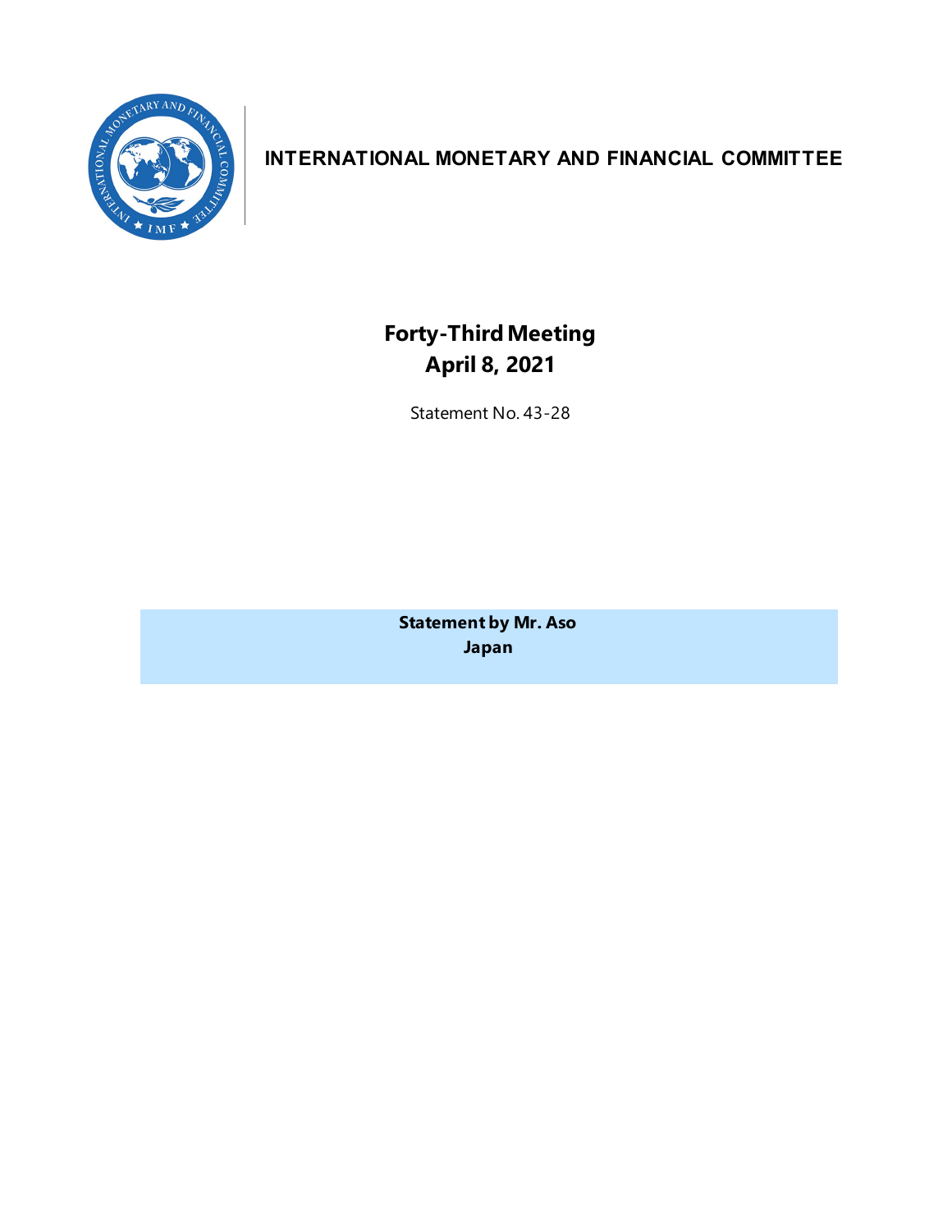# INTERNATIONAL MONETARY AND FINANCIAL COMMITTEE

## Forty-Third Meeting
## April 8, 2021

Statement No. 43-28

**Statement by Mr. Aso**
**Japan**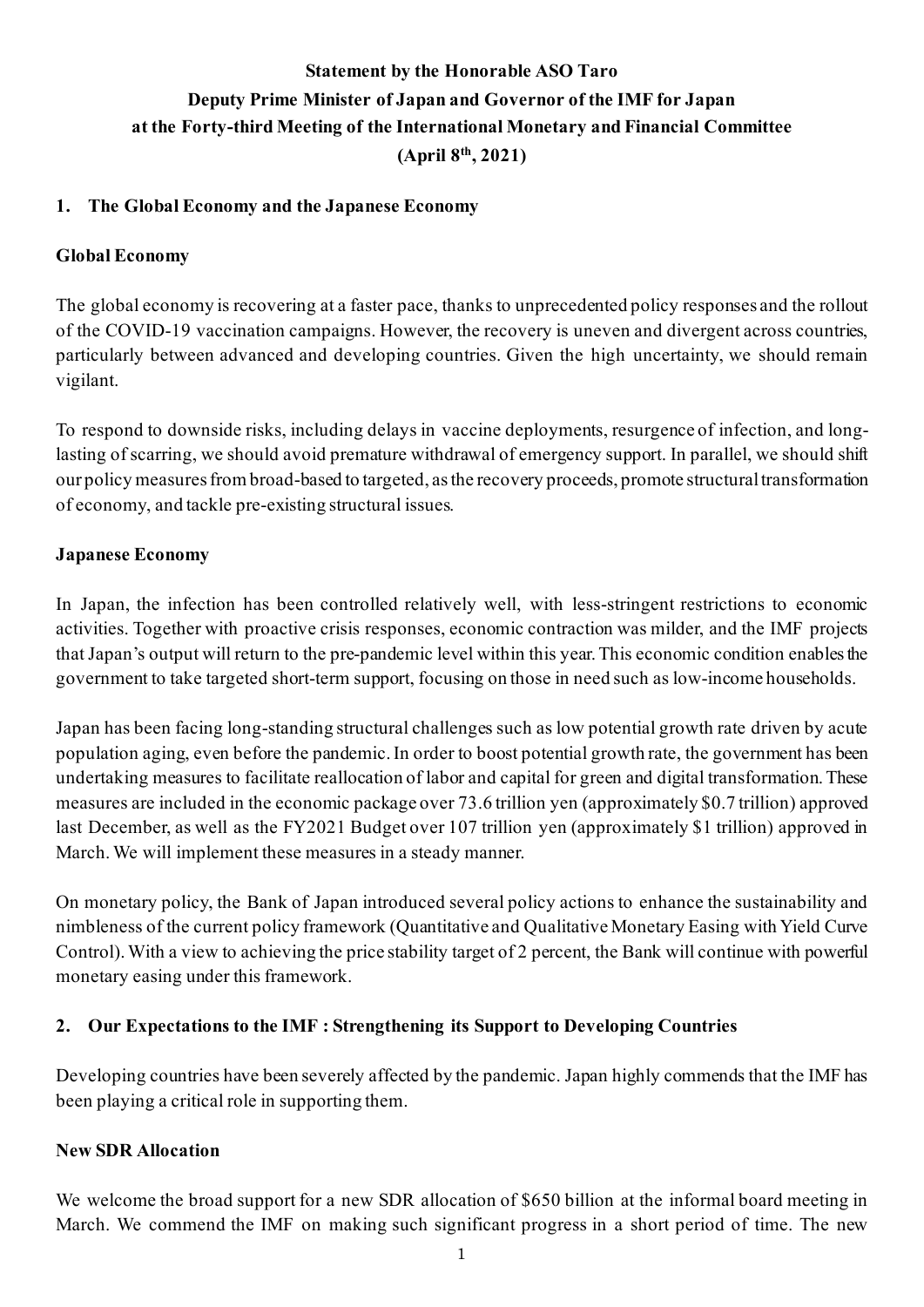**Statement by the Honorable ASO Taro**
**Deputy Prime Minister of Japan and Governor of the IMF for Japan**
**at the Forty-third Meeting of the International Monetary and Financial Committee**
**(April 8th, 2021)**

## 1. The Global Economy and the Japanese Economy

### Global Economy

The global economy is recovering at a faster pace, thanks to unprecedented policy responses and the rollout of the COVID-19 vaccination campaigns. However, the recovery is uneven and divergent across countries, particularly between advanced and developing countries. Given the high uncertainty, we should remain vigilant.

To respond to downside risks, including delays in vaccine deployments, resurgence of infection, and long-lasting of scarring, we should avoid premature withdrawal of emergency support. In parallel, we should shift our policy measures from broad-based to targeted, as the recovery proceeds, promote structural transformation of economy, and tackle pre-existing structural issues.

### Japanese Economy

In Japan, the infection has been controlled relatively well, with less-stringent restrictions to economic activities. Together with proactive crisis responses, economic contraction was milder, and the IMF projects that Japan's output will return to the pre-pandemic level within this year. This economic condition enables the government to take targeted short-term support, focusing on those in need such as low-income households.

Japan has been facing long-standing structural challenges such as low potential growth rate driven by acute population aging, even before the pandemic. In order to boost potential growth rate, the government has been undertaking measures to facilitate reallocation of labor and capital for green and digital transformation. These measures are included in the economic package over 73.6 trillion yen (approximately $0.7 trillion) approved last December, as well as the FY2021 Budget over 107 trillion yen (approximately $1 trillion) approved in March. We will implement these measures in a steady manner.

On monetary policy, the Bank of Japan introduced several policy actions to enhance the sustainability and nimbleness of the current policy framework (Quantitative and Qualitative Monetary Easing with Yield Curve Control). With a view to achieving the price stability target of 2 percent, the Bank will continue with powerful monetary easing under this framework.

## 2. Our Expectations to the IMF : Strengthening its Support to Developing Countries

Developing countries have been severely affected by the pandemic. Japan highly commends that the IMF has been playing a critical role in supporting them.

### New SDR Allocation

We welcome the broad support for a new SDR allocation of $650 billion at the informal board meeting in March. We commend the IMF on making such significant progress in a short period of time. The new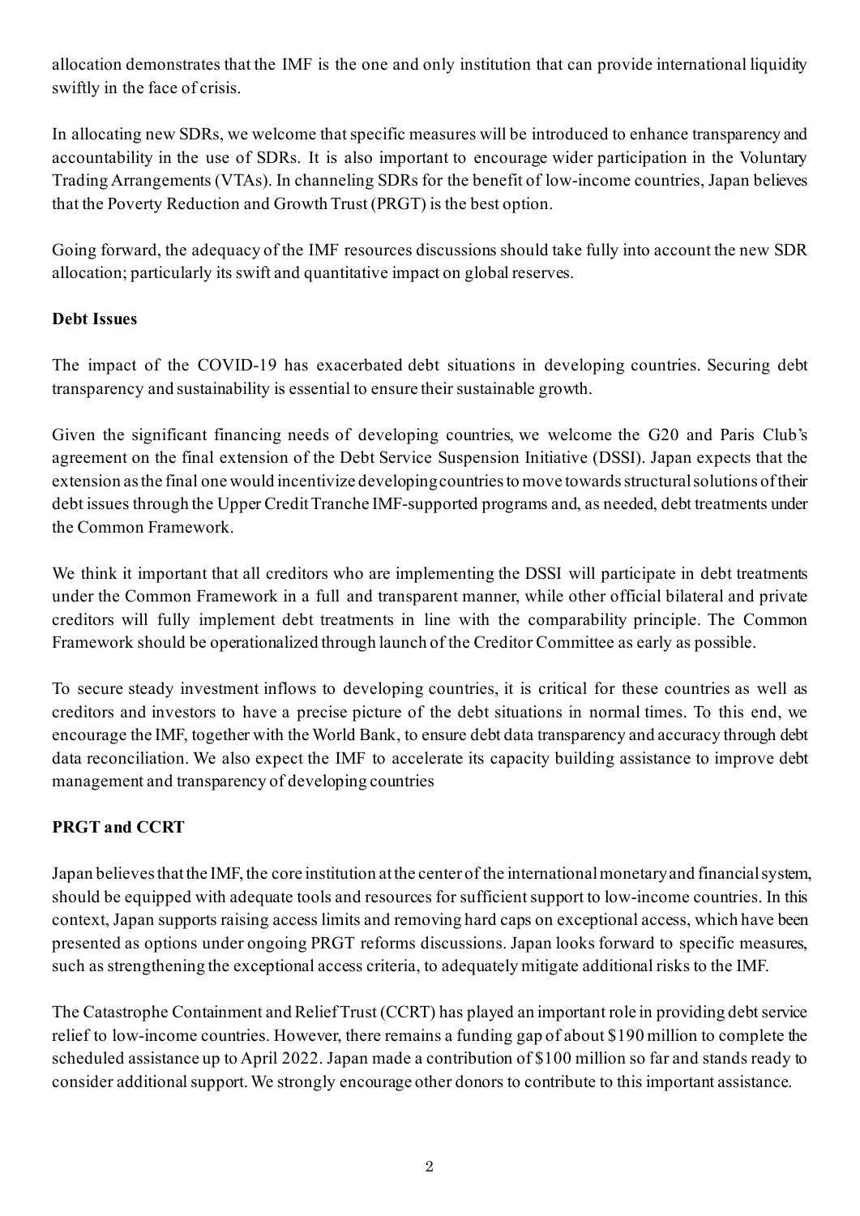allocation demonstrates that the IMF is the one and only institution that can provide international liquidity swiftly in the face of crisis.

In allocating new SDRs, we welcome that specific measures will be introduced to enhance transparency and accountability in the use of SDRs. It is also important to encourage wider participation in the Voluntary Trading Arrangements (VTAs). In channeling SDRs for the benefit of low-income countries, Japan believes that the Poverty Reduction and Growth Trust (PRGT) is the best option.

Going forward, the adequacy of the IMF resources discussions should take fully into account the new SDR allocation; particularly its swift and quantitative impact on global reserves.

**Debt Issues**

The impact of the COVID-19 has exacerbated debt situations in developing countries. Securing debt transparency and sustainability is essential to ensure their sustainable growth.

Given the significant financing needs of developing countries, we welcome the G20 and Paris Club's agreement on the final extension of the Debt Service Suspension Initiative (DSSI). Japan expects that the extension as the final one would incentivize developing countries to move towards structural solutions of their debt issues through the Upper Credit Tranche IMF-supported programs and, as needed, debt treatments under the Common Framework.

We think it important that all creditors who are implementing the DSSI will participate in debt treatments under the Common Framework in a full and transparent manner, while other official bilateral and private creditors will fully implement debt treatments in line with the comparability principle. The Common Framework should be operationalized through launch of the Creditor Committee as early as possible.

To secure steady investment inflows to developing countries, it is critical for these countries as well as creditors and investors to have a precise picture of the debt situations in normal times. To this end, we encourage the IMF, together with the World Bank, to ensure debt data transparency and accuracy through debt data reconciliation. We also expect the IMF to accelerate its capacity building assistance to improve debt management and transparency of developing countries

**PRGT and CCRT**

Japan believes that the IMF, the core institution at the center of the international monetary and financial system, should be equipped with adequate tools and resources for sufficient support to low-income countries. In this context, Japan supports raising access limits and removing hard caps on exceptional access, which have been presented as options under ongoing PRGT reforms discussions. Japan looks forward to specific measures, such as strengthening the exceptional access criteria, to adequately mitigate additional risks to the IMF.

The Catastrophe Containment and Relief Trust (CCRT) has played an important role in providing debt service relief to low-income countries. However, there remains a funding gap of about $190 million to complete the scheduled assistance up to April 2022. Japan made a contribution of $100 million so far and stands ready to consider additional support. We strongly encourage other donors to contribute to this important assistance.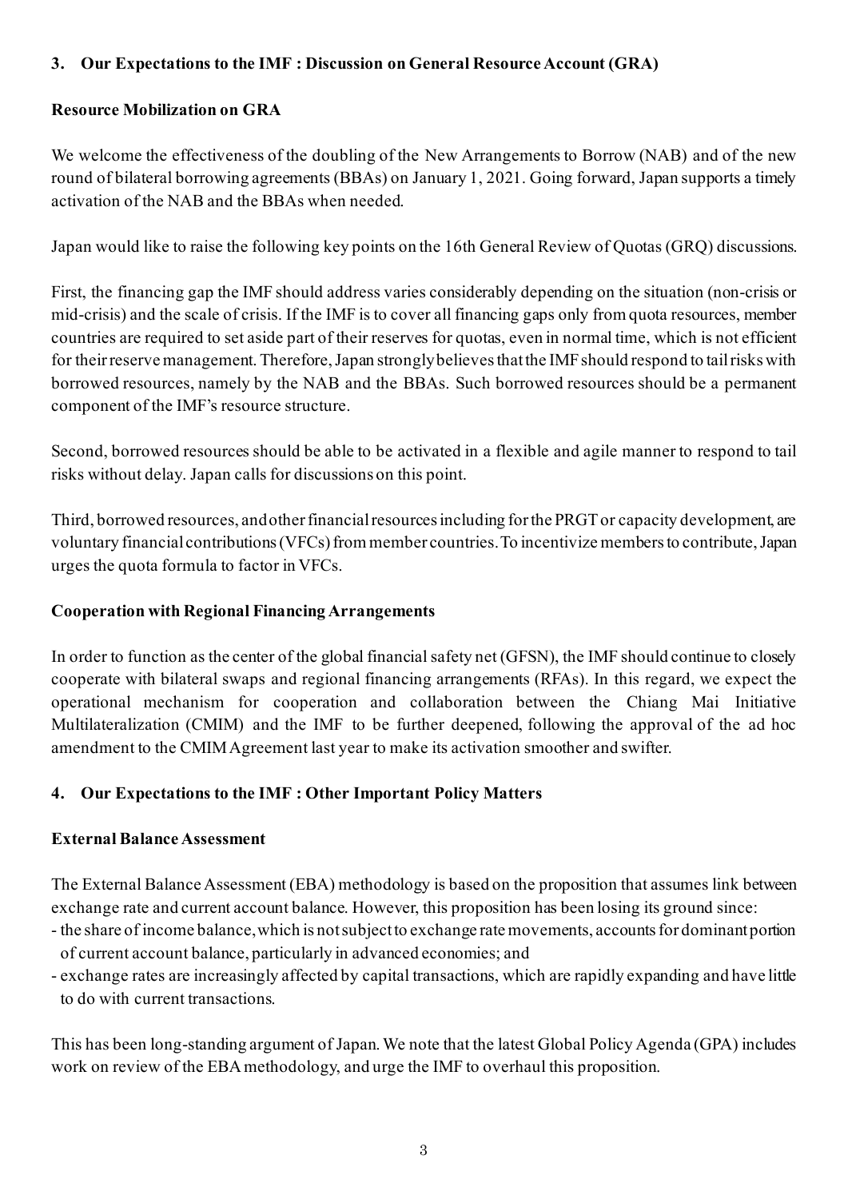## 3. Our Expectations to the IMF : Discussion on General Resource Account (GRA)

### Resource Mobilization on GRA

We welcome the effectiveness of the doubling of the New Arrangements to Borrow (NAB) and of the new round of bilateral borrowing agreements (BBAs) on January 1, 2021. Going forward, Japan supports a timely activation of the NAB and the BBAs when needed.

Japan would like to raise the following key points on the 16th General Review of Quotas (GRQ) discussions.

First, the financing gap the IMF should address varies considerably depending on the situation (non-crisis or mid-crisis) and the scale of crisis. If the IMF is to cover all financing gaps only from quota resources, member countries are required to set aside part of their reserves for quotas, even in normal time, which is not efficient for their reserve management. Therefore, Japan strongly believes that the IMF should respond to tail risks with borrowed resources, namely by the NAB and the BBAs. Such borrowed resources should be a permanent component of the IMF's resource structure.

Second, borrowed resources should be able to be activated in a flexible and agile manner to respond to tail risks without delay. Japan calls for discussions on this point.

Third, borrowed resources, and other financial resources including for the PRGT or capacity development, are voluntary financial contributions (VFCs) from member countries. To incentivize members to contribute, Japan urges the quota formula to factor in VFCs.

### Cooperation with Regional Financing Arrangements

In order to function as the center of the global financial safety net (GFSN), the IMF should continue to closely cooperate with bilateral swaps and regional financing arrangements (RFAs). In this regard, we expect the operational mechanism for cooperation and collaboration between the Chiang Mai Initiative Multilateralization (CMIM) and the IMF to be further deepened, following the approval of the ad hoc amendment to the CMIM Agreement last year to make its activation smoother and swifter.

## 4. Our Expectations to the IMF : Other Important Policy Matters

### External Balance Assessment

The External Balance Assessment (EBA) methodology is based on the proposition that assumes link between exchange rate and current account balance. However, this proposition has been losing its ground since:

- the share of income balance, which is not subject to exchange rate movements, accounts for dominant portion of current account balance, particularly in advanced economies; and
- exchange rates are increasingly affected by capital transactions, which are rapidly expanding and have little to do with current transactions.

This has been long-standing argument of Japan. We note that the latest Global Policy Agenda (GPA) includes work on review of the EBA methodology, and urge the IMF to overhaul this proposition.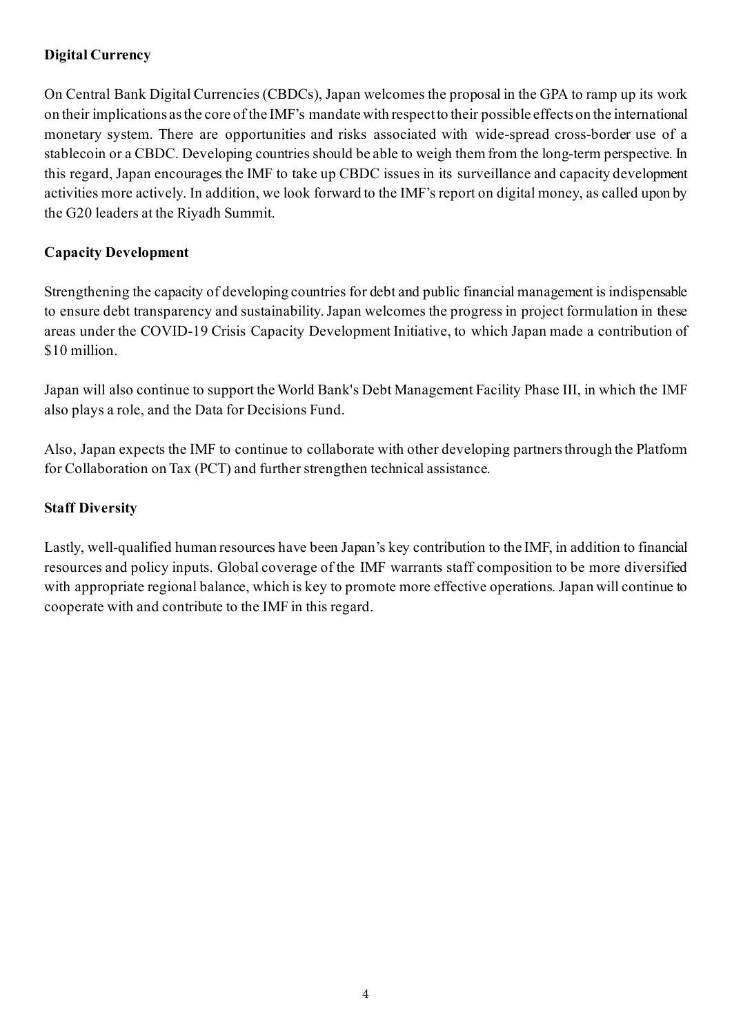**Digital Currency**

On Central Bank Digital Currencies (CBDCs), Japan welcomes the proposal in the GPA to ramp up its work on their implications as the core of the IMF's mandate with respect to their possible effects on the international monetary system. There are opportunities and risks associated with wide-spread cross-border use of a stablecoin or a CBDC. Developing countries should be able to weigh them from the long-term perspective. In this regard, Japan encourages the IMF to take up CBDC issues in its surveillance and capacity development activities more actively. In addition, we look forward to the IMF's report on digital money, as called upon by the G20 leaders at the Riyadh Summit.

**Capacity Development**

Strengthening the capacity of developing countries for debt and public financial management is indispensable to ensure debt transparency and sustainability. Japan welcomes the progress in project formulation in these areas under the COVID-19 Crisis Capacity Development Initiative, to which Japan made a contribution of $10 million.

Japan will also continue to support the World Bank's Debt Management Facility Phase III, in which the IMF also plays a role, and the Data for Decisions Fund.

Also, Japan expects the IMF to continue to collaborate with other developing partners through the Platform for Collaboration on Tax (PCT) and further strengthen technical assistance.

**Staff Diversity**

Lastly, well-qualified human resources have been Japan's key contribution to the IMF, in addition to financial resources and policy inputs. Global coverage of the IMF warrants staff composition to be more diversified with appropriate regional balance, which is key to promote more effective operations. Japan will continue to cooperate with and contribute to the IMF in this regard.